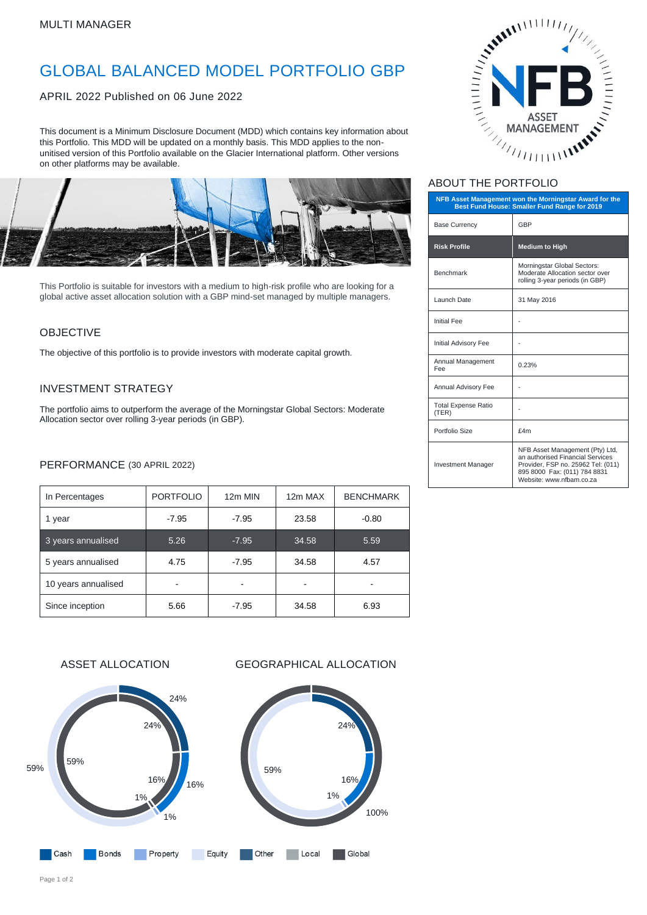MULTI MANAGER

# GLOBAL BALANCED MODEL PORTFOLIO GBP

APRIL 2022 Published on 06 June 2022

This document is a Minimum Disclosure Document (MDD) which contains key information about this Portfolio. This MDD will be updated on a monthly basis. This MDD applies to the non-unitised version of this Portfolio available on the Glacier International platform. Other versions on other platforms may be available.

This Portfolio is suitable for investors with a medium to high-risk profile who are looking for a global active asset allocation solution with a GBP mind-set managed by multiple managers.

## OBJECTIVE

The objective of this portfolio is to provide investors with moderate capital growth.

## INVESTMENT STRATEGY

The portfolio aims to outperform the average of the Morningstar Global Sectors: Moderate Allocation sector over rolling 3-year periods (in GBP).

## PERFORMANCE (30 APRIL 2022)

| In Percentages | PORTFOLIO | 12m MIN | 12m MAX | BENCHMARK |
|---|---|---|---|---|
| 1 year | -7.95 | -7.95 | 23.58 | -0.80 |
| 3 years annualised | 5.26 | -7.95 | 34.58 | 5.59 |
| 5 years annualised | 4.75 | -7.95 | 34.58 | 4.57 |
| 10 years annualised | - | - | - | - |
| Since inception | 5.66 | -7.95 | 34.58 | 6.93 |

## ASSET ALLOCATION

24%, 16%, 1%, 59%

## GEOGRAPHICAL ALLOCATION

24%, 16%, 1%, 59%, 100%

Cash | Bonds | Property | Equity | Other | Local | Global

## ABOUT THE PORTFOLIO

| NFB Asset Management won the Morningstar Award for the Best Fund House: Smaller Fund Range for 2019 | |
|---|---|
| Base Currency | GBP |
| **Risk Profile** | **Medium to High** |
| Benchmark | Morningstar Global Sectors: Moderate Allocation sector over rolling 3-year periods (in GBP) |
| Launch Date | 31 May 2016 |
| Initial Fee | - |
| Initial Advisory Fee | - |
| Annual Management Fee | 0.23% |
| Annual Advisory Fee | - |
| Total Expense Ratio (TER) | - |
| Portfolio Size | £4m |
| Investment Manager | NFB Asset Management (Pty) Ltd, an authorised Financial Services Provider, FSP no. 25962 Tel: (011) 895 8000 Fax: (011) 784 8831 Website: www.nfbam.co.za |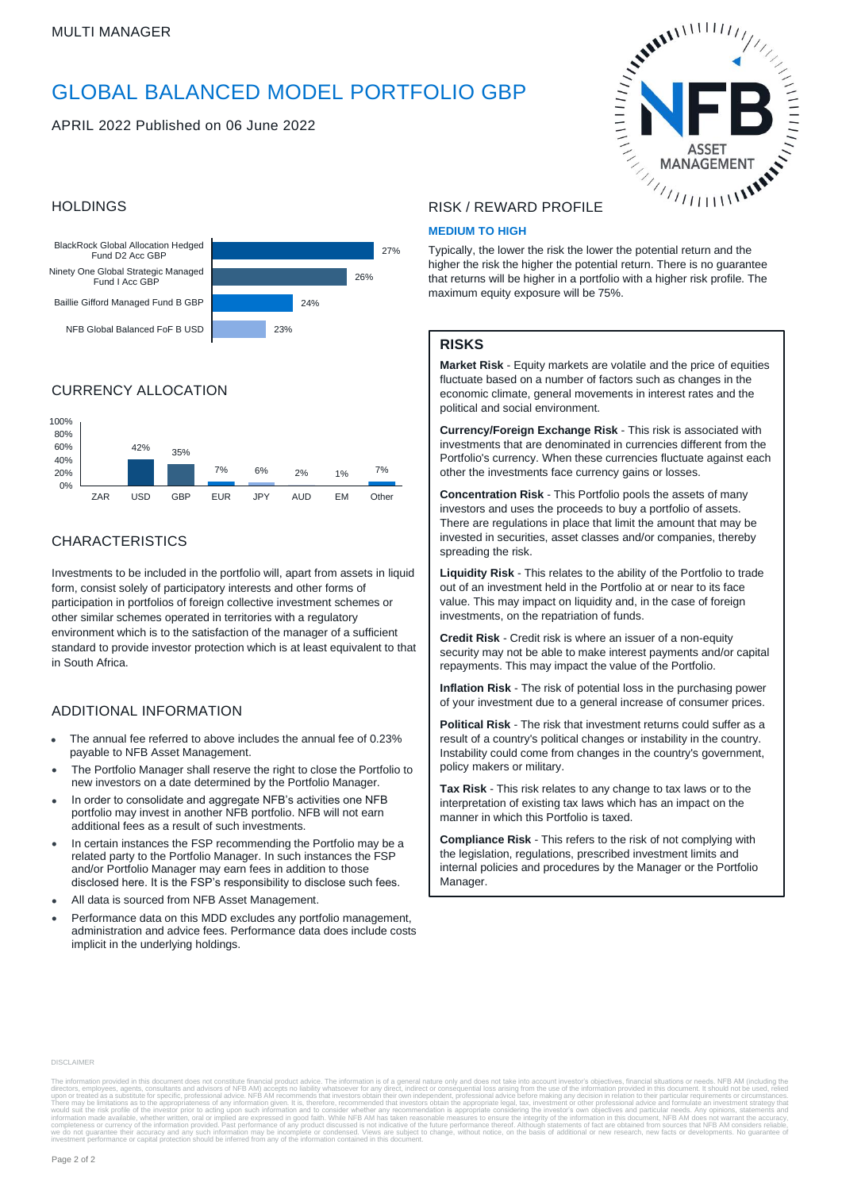MULTI MANAGER

# GLOBAL BALANCED MODEL PORTFOLIO GBP

APRIL 2022 Published on 06 June 2022

## HOLDINGS

BlackRock Global Allocation Hedged Fund D2 Acc GBP 27%
Ninety One Global Strategic Managed Fund I Acc GBP 26%
Baillie Gifford Managed Fund B GBP 24%
NFB Global Balanced FoF B USD 23%

## CURRENCY ALLOCATION

100%
80%
60%
40%
20%
0%

ZAR
USD 42%
GBP 35%
EUR 7%
JPY 6%
AUD 2%
EM 1%
Other 7%

## CHARACTERISTICS

Investments to be included in the portfolio will, apart from assets in liquid form, consist solely of participatory interests and other forms of participation in portfolios of foreign collective investment schemes or other similar schemes operated in territories with a regulatory environment which is to the satisfaction of the manager of a sufficient standard to provide investor protection which is at least equivalent to that in South Africa.

## ADDITIONAL INFORMATION

- The annual fee referred to above includes the annual fee of 0.23% payable to NFB Asset Management.
- The Portfolio Manager shall reserve the right to close the Portfolio to new investors on a date determined by the Portfolio Manager.
- In order to consolidate and aggregate NFB's activities one NFB portfolio may invest in another NFB portfolio. NFB will not earn additional fees as a result of such investments.
- In certain instances the FSP recommending the Portfolio may be a related party to the Portfolio Manager. In such instances the FSP and/or Portfolio Manager may earn fees in addition to those disclosed here. It is the FSP's responsibility to disclose such fees.
- All data is sourced from NFB Asset Management.
- Performance data on this MDD excludes any portfolio management, administration and advice fees. Performance data does include costs implicit in the underlying holdings.

## RISK / REWARD PROFILE

**MEDIUM TO HIGH**

Typically, the lower the risk the lower the potential return and the higher the risk the higher the potential return. There is no guarantee that returns will be higher in a portfolio with a higher risk profile. The maximum equity exposure will be 75%.

## RISKS

**Market Risk** - Equity markets are volatile and the price of equities fluctuate based on a number of factors such as changes in the economic climate, general movements in interest rates and the political and social environment.

**Currency/Foreign Exchange Risk** - This risk is associated with investments that are denominated in currencies different from the Portfolio's currency. When these currencies fluctuate against each other the investments face currency gains or losses.

**Concentration Risk** - This Portfolio pools the assets of many investors and uses the proceeds to buy a portfolio of assets. There are regulations in place that limit the amount that may be invested in securities, asset classes and/or companies, thereby spreading the risk.

**Liquidity Risk** - This relates to the ability of the Portfolio to trade out of an investment held in the Portfolio at or near to its face value. This may impact on liquidity and, in the case of foreign investments, on the repatriation of funds.

**Credit Risk** - Credit risk is where an issuer of a non-equity security may not be able to make interest payments and/or capital repayments. This may impact the value of the Portfolio.

**Inflation Risk** - The risk of potential loss in the purchasing power of your investment due to a general increase of consumer prices.

**Political Risk** - The risk that investment returns could suffer as a result of a country's political changes or instability in the country. Instability could come from changes in the country's government, policy makers or military.

**Tax Risk** - This risk relates to any change to tax laws or to the interpretation of existing tax laws which has an impact on the manner in which this Portfolio is taxed.

**Compliance Risk** - This refers to the risk of not complying with the legislation, regulations, prescribed investment limits and internal policies and procedures by the Manager or the Portfolio Manager.

DISCLAIMER

The information provided in this document does not constitute financial product advice. The information is of a general nature only and does not take into account investor's objectives, financial situations or needs. NFB AM (including the directors, employees, agents, consultants and advisors of NFB AM) accepts no liability whatsoever for any direct, indirect or consequential loss arising from the use of the information provided in this document. It should not be used, relied upon or treated as a substitute for specific, professional advice. NFB AM recommends that investors obtain their own independent, professional advice before making any decision in relation to their particular requirements or circumstances. There may be limitations as to the appropriateness of any information given. It is, therefore, recommended that investors obtain the appropriate legal, tax, investment or other professional advice and formulate an investment strategy that would suit the risk profile of the investor prior to acting upon such information and to consider whether any recommendation is appropriate considering the investor's own objectives and particular needs. Any opinions, statements and information made available, whether written, oral or implied are expressed in good faith. While NFB AM has taken reasonable measures to ensure the integrity of the information in this document, NFB AM does not warrant the accuracy, completeness or currency of the information provided. Past performance of any product discussed is not indicative of the future performance thereof. Although statements of fact are obtained from sources that NFB AM considers reliable, we do not guarantee their accuracy and any such information may be incomplete or condensed. Views are subject to change, without notice, on the basis of additional or new research, new facts or developments. No guarantee of investment performance or capital protection should be inferred from any of the information contained in this document.